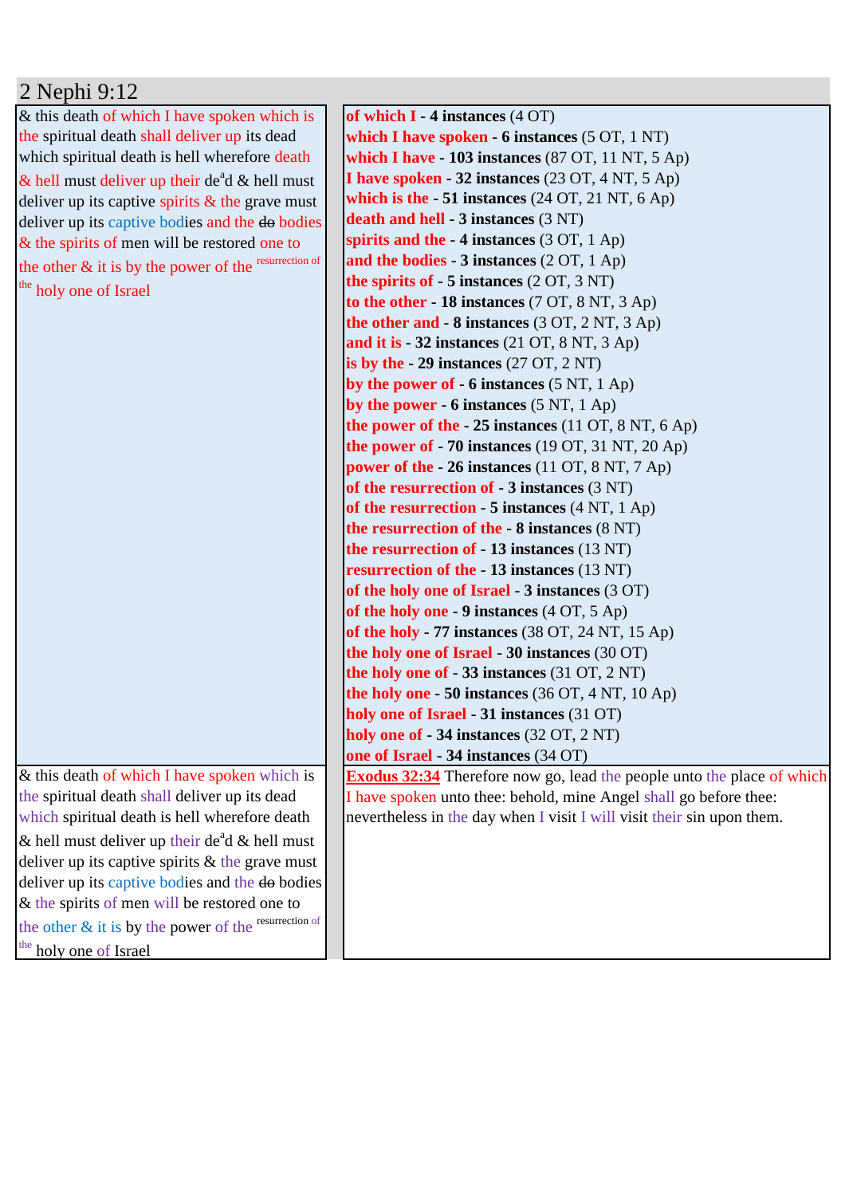## 2 Nephi 9:12

| | |
|---|---|
| & this death of which I have spoken which is the spiritual death shall deliver up its dead which spiritual death is hell wherefore death & hell must deliver up their de[a]d & hell must deliver up its captive spirits & the grave must deliver up its captive bodies and the ~~do~~ bodies & the spirits of men will be restored one to the other & it is by the power of the [resurrection of the] holy one of Israel | **of which I - 4 instances** (4 OT)<br>**which I have spoken - 6 instances** (5 OT, 1 NT)<br>**which I have - 103 instances** (87 OT, 11 NT, 5 Ap)<br>**I have spoken - 32 instances** (23 OT, 4 NT, 5 Ap)<br>**which is the - 51 instances** (24 OT, 21 NT, 6 Ap)<br>**death and hell - 3 instances** (3 NT)<br>**spirits and the - 4 instances** (3 OT, 1 Ap)<br>**and the bodies - 3 instances** (2 OT, 1 Ap)<br>**the spirits of - 5 instances** (2 OT, 3 NT)<br>**to the other - 18 instances** (7 OT, 8 NT, 3 Ap)<br>**the other and - 8 instances** (3 OT, 2 NT, 3 Ap)<br>**and it is - 32 instances** (21 OT, 8 NT, 3 Ap)<br>**is by the - 29 instances** (27 OT, 2 NT)<br>**by the power of - 6 instances** (5 NT, 1 Ap)<br>**by the power - 6 instances** (5 NT, 1 Ap)<br>**the power of the - 25 instances** (11 OT, 8 NT, 6 Ap)<br>**the power of - 70 instances** (19 OT, 31 NT, 20 Ap)<br>**power of the - 26 instances** (11 OT, 8 NT, 7 Ap)<br>**of the resurrection of - 3 instances** (3 NT)<br>**of the resurrection - 5 instances** (4 NT, 1 Ap)<br>**the resurrection of the - 8 instances** (8 NT)<br>**the resurrection of - 13 instances** (13 NT)<br>**resurrection of the - 13 instances** (13 NT)<br>**of the holy one of Israel - 3 instances** (3 OT)<br>**of the holy one - 9 instances** (4 OT, 5 Ap)<br>**of the holy - 77 instances** (38 OT, 24 NT, 15 Ap)<br>**the holy one of Israel - 30 instances** (30 OT)<br>**the holy one of - 33 instances** (31 OT, 2 NT)<br>**the holy one - 50 instances** (36 OT, 4 NT, 10 Ap)<br>**holy one of Israel - 31 instances** (31 OT)<br>**holy one of - 34 instances** (32 OT, 2 NT)<br>**one of Israel - 34 instances** (34 OT) |
| & this death of which I have spoken which is the spiritual death shall deliver up its dead which spiritual death is hell wherefore death & hell must deliver up their de[a]d & hell must deliver up its captive spirits & the grave must deliver up its captive bodies and the ~~do~~ bodies & the spirits of men will be restored one to the other & it is by the power of the [resurrection of the] holy one of Israel | **Exodus 32:34** Therefore now go, lead the people unto the place of which I have spoken unto thee: behold, mine Angel shall go before thee: nevertheless in the day when I visit I will visit their sin upon them. |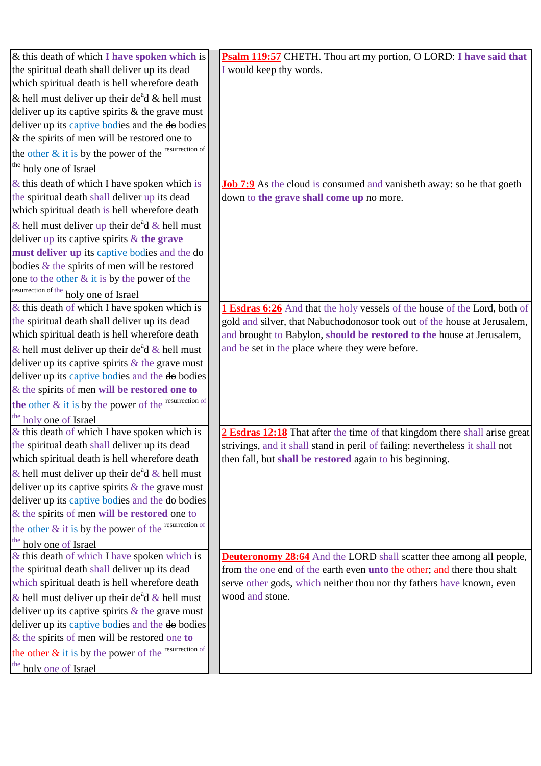| | |
|---|---|
| & this death of which **I have spoken which** is the spiritual death shall deliver up its dead which spiritual death is hell wherefore death & hell must deliver up their de[a]d & hell must deliver up its captive spirits & the grave must deliver up its captive bodies and the ~~do~~ bodies & the spirits of men will be restored one to the other & it is by the power of the [resurrection of the] holy one of Israel | **Psalm 119:57** CHETH. Thou art my portion, O LORD: **I have said that** I would keep thy words. |
| & this death of which I have spoken which is the spiritual death shall deliver up its dead which spiritual death is hell wherefore death & hell must deliver up their de[a]d & hell must deliver up its captive spirits & **the grave must deliver up** its captive bodies and the ~~do~~ bodies & the spirits of men will be restored one to the other & it is by the power of the [resurrection of the] holy one of Israel | **Job 7:9** As the cloud is consumed and vanisheth away: so he that goeth down to **the grave shall come up** no more. |
| & this death of which I have spoken which is the spiritual death shall deliver up its dead which spiritual death is hell wherefore death & hell must deliver up their de[a]d & hell must deliver up its captive spirits & the grave must deliver up its captive bodies and the ~~do~~ bodies & the spirits of men **will be restored one to the** other & it is by the power of the [resurrection of the] holy one of Israel | **1 Esdras 6:26** And that the holy vessels of the house of the Lord, both of gold and silver, that Nabuchodonosor took out of the house at Jerusalem, and brought to Babylon, **should be restored to the** house at Jerusalem, and be set in the place where they were before. |
| & this death of which I have spoken which is the spiritual death shall deliver up its dead which spiritual death is hell wherefore death & hell must deliver up their de[a]d & hell must deliver up its captive spirits & the grave must deliver up its captive bodies and the ~~do~~ bodies & the spirits of men **will be restored** one to the other & it is by the power of the [resurrection of the] holy one of Israel | **2 Esdras 12:18** That after the time of that kingdom there shall arise great strivings, and it shall stand in peril of failing: nevertheless it shall not then fall, but **shall be restored** again to his beginning. |
| & this death of which I have spoken which is the spiritual death shall deliver up its dead which spiritual death is hell wherefore death & hell must deliver up their de[a]d & hell must deliver up its captive spirits & the grave must deliver up its captive bodies and the ~~do~~ bodies & the spirits of men will be restored one **to** the other & it is by the power of the [resurrection of the] holy one of Israel | **Deuteronomy 28:64** And the LORD shall scatter thee among all people, from the one end of the earth even **unto** the other; and there thou shalt serve other gods, which neither thou nor thy fathers have known, even wood and stone. |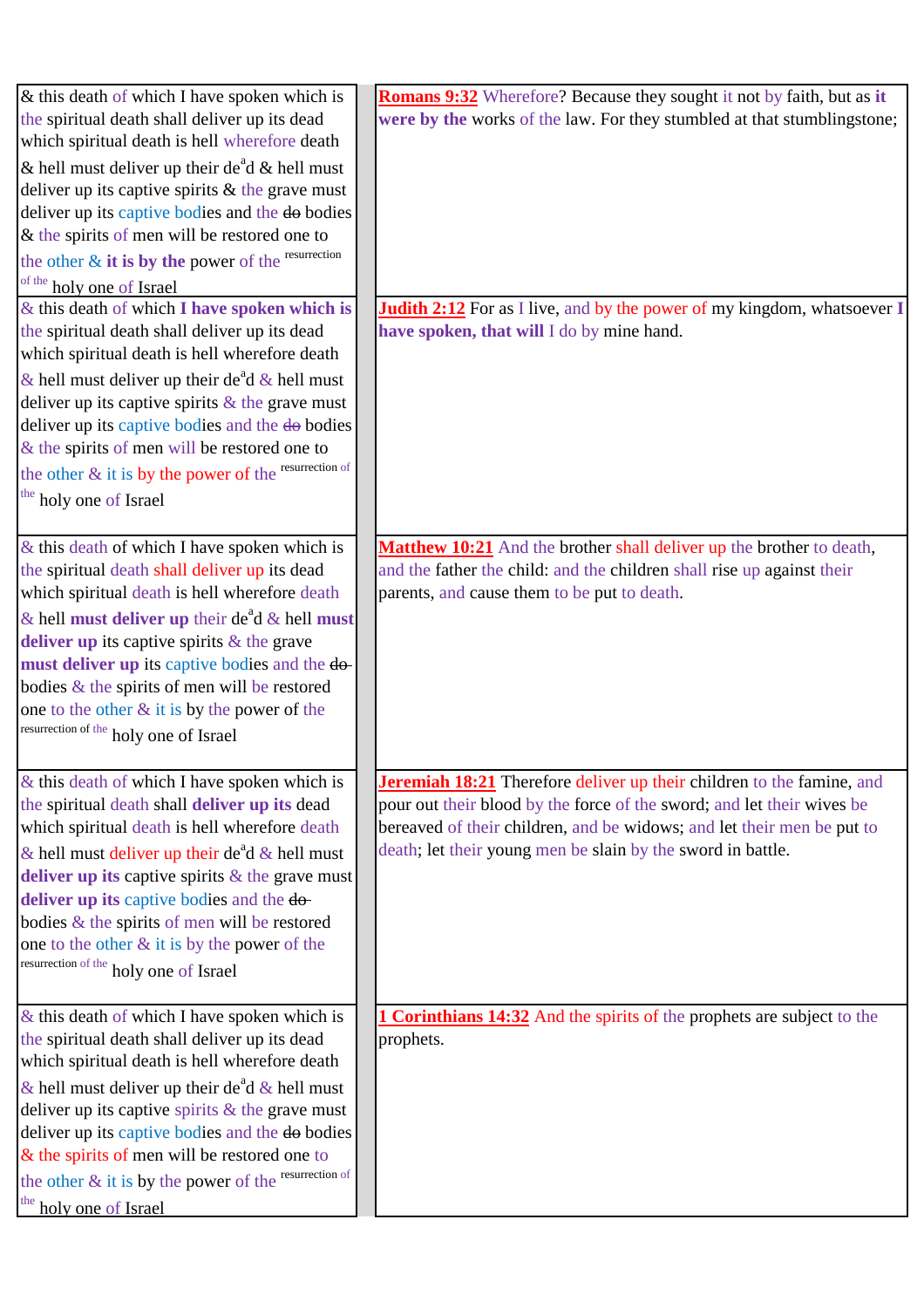| | |
|---|---|
| & this death of which I have spoken which is the spiritual death shall deliver up its dead which spiritual death is hell wherefore death & hell must deliver up their de[a]d & hell must deliver up its captive spirits & the grave must deliver up its captive bodies and the ~~do~~ bodies & the spirits of men will be restored one to the other & **it is by the** power of the [resurrection of the] holy one of Israel | **Romans 9:32** Wherefore? Because they sought it not by faith, but as **it were by the** works of the law. For they stumbled at that stumblingstone; |
| & this death of which **I have spoken which is** the spiritual death shall deliver up its dead which spiritual death is hell wherefore death & hell must deliver up their de[a]d & hell must deliver up its captive spirits & the grave must deliver up its captive bodies and the ~~do~~ bodies & the spirits of men will be restored one to the other & it is by the power of the [resurrection of the] holy one of Israel | **Judith 2:12** For as I live, and by the power of my kingdom, whatsoever **I have spoken, that will** I do by mine hand. |
| & this death of which I have spoken which is the spiritual death shall deliver up its dead which spiritual death is hell wherefore death & hell **must deliver up** their de[a]d & hell **must deliver up** its captive spirits & the grave **must deliver up** its captive bodies and the ~~do~~ bodies & the spirits of men will be restored one to the other & it is by the power of the [resurrection of the] holy one of Israel | **Matthew 10:21** And the brother shall deliver up the brother to death, and the father the child: and the children shall rise up against their parents, and cause them to be put to death. |
| & this death of which I have spoken which is the spiritual death shall **deliver up its** dead which spiritual death is hell wherefore death & hell must deliver up their de[a]d & hell must **deliver up its** captive spirits & the grave must **deliver up its** captive bodies and the ~~do~~ bodies & the spirits of men will be restored one to the other & it is by the power of the [resurrection of the] holy one of Israel | **Jeremiah 18:21** Therefore deliver up their children to the famine, and pour out their blood by the force of the sword; and let their wives be bereaved of their children, and be widows; and let their men be put to death; let their young men be slain by the sword in battle. |
| & this death of which I have spoken which is the spiritual death shall deliver up its dead which spiritual death is hell wherefore death & hell must deliver up their de[a]d & hell must deliver up its captive spirits & the grave must deliver up its captive bodies and the ~~do~~ bodies & the spirits of men will be restored one to the other & it is by the power of the [resurrection of the] holy one of Israel | **1 Corinthians 14:32** And the spirits of the prophets are subject to the prophets. |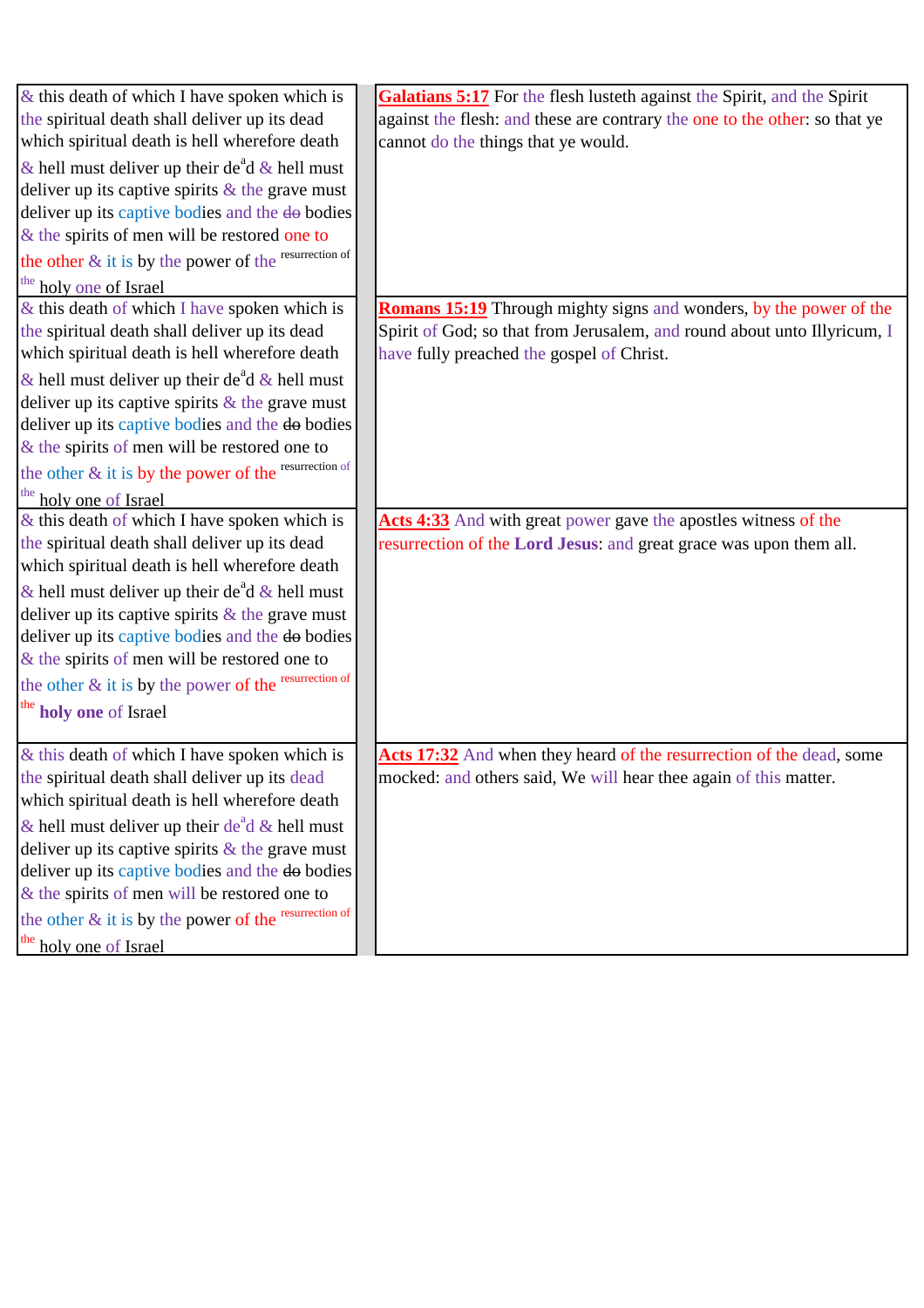| | |
|---|---|
| & this death of which I have spoken which is the spiritual death shall deliver up its dead which spiritual death is hell wherefore death & hell must deliver up their de[a]d & hell must deliver up its captive spirits & the grave must deliver up its captive bodies and the ~~do~~ bodies & the spirits of men will be restored one to the other & it is by the power of the [resurrection of the] holy one of Israel | **Galatians 5:17** For the flesh lusteth against the Spirit, and the Spirit against the flesh: and these are contrary the one to the other: so that ye cannot do the things that ye would. |
| & this death of which I have spoken which is the spiritual death shall deliver up its dead which spiritual death is hell wherefore death & hell must deliver up their de[a]d & hell must deliver up its captive spirits & the grave must deliver up its captive bodies and the ~~do~~ bodies & the spirits of men will be restored one to the other & it is by the power of the [resurrection of the] holy one of Israel | **Romans 15:19** Through mighty signs and wonders, by the power of the Spirit of God; so that from Jerusalem, and round about unto Illyricum, I have fully preached the gospel of Christ. |
| & this death of which I have spoken which is the spiritual death shall deliver up its dead which spiritual death is hell wherefore death & hell must deliver up their de[a]d & hell must deliver up its captive spirits & the grave must deliver up its captive bodies and the ~~do~~ bodies & the spirits of men will be restored one to the other & it is by the power of the [resurrection of the] **holy one** of Israel | **Acts 4:33** And with great power gave the apostles witness of the resurrection of the **Lord Jesus**: and great grace was upon them all. |
| & this death of which I have spoken which is the spiritual death shall deliver up its dead which spiritual death is hell wherefore death & hell must deliver up their de[a]d & hell must deliver up its captive spirits & the grave must deliver up its captive bodies and the ~~do~~ bodies & the spirits of men will be restored one to the other & it is by the power of the [resurrection of the] holy one of Israel | **Acts 17:32** And when they heard of the resurrection of the dead, some mocked: and others said, We will hear thee again of this matter. |